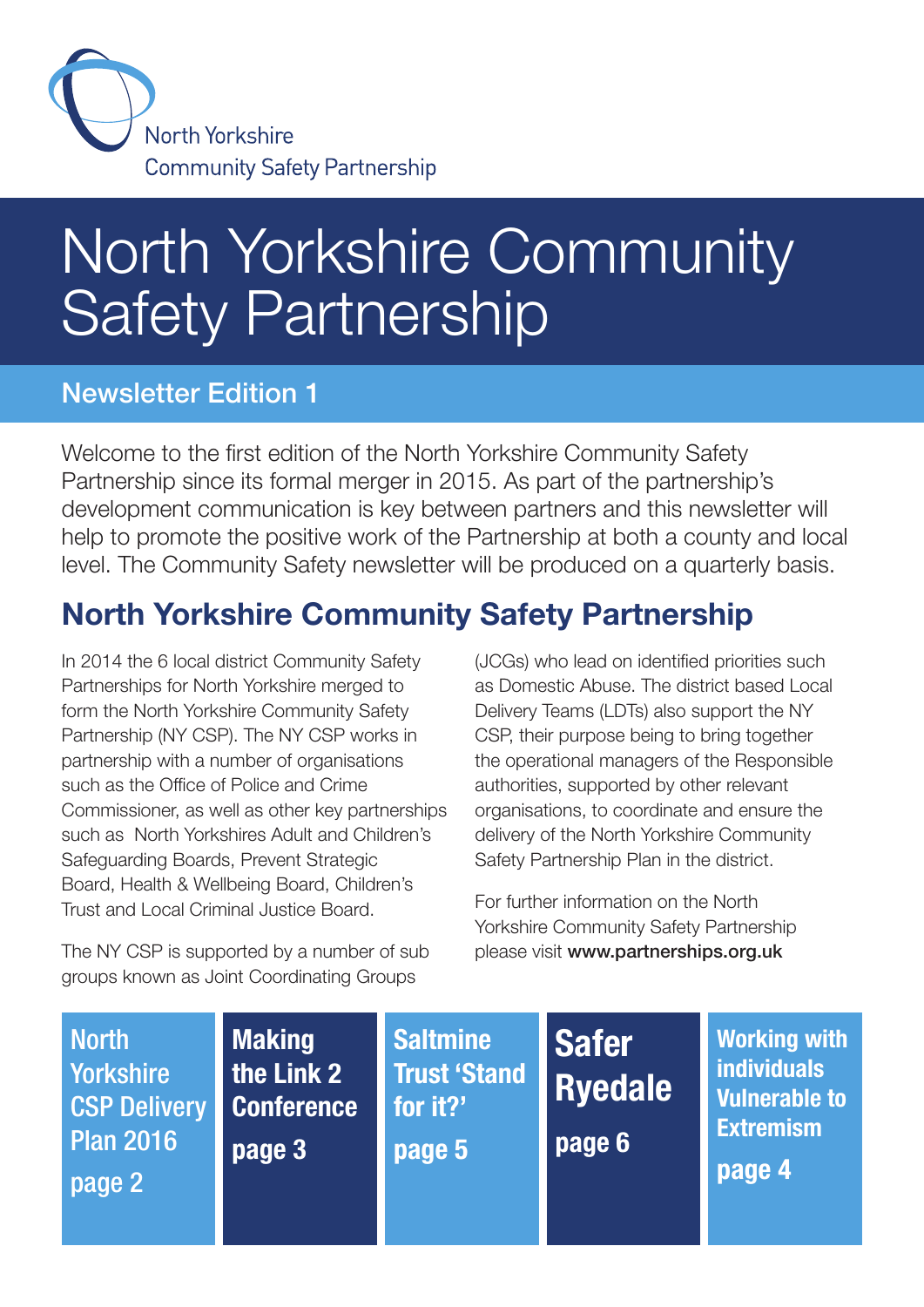North Yorkshire
Community Safety Partnership

# North Yorkshire Community Safety Partnership

## Newsletter Edition 1

Welcome to the first edition of the North Yorkshire Community Safety Partnership since its formal merger in 2015. As part of the partnership's development communication is key between partners and this newsletter will help to promote the positive work of the Partnership at both a county and local level. The Community Safety newsletter will be produced on a quarterly basis.

## North Yorkshire Community Safety Partnership

In 2014 the 6 local district Community Safety Partnerships for North Yorkshire merged to form the North Yorkshire Community Safety Partnership (NY CSP). The NY CSP works in partnership with a number of organisations such as the Office of Police and Crime Commissioner, as well as other key partnerships such as North Yorkshires Adult and Children's Safeguarding Boards, Prevent Strategic Board, Health & Wellbeing Board, Children's Trust and Local Criminal Justice Board.

The NY CSP is supported by a number of sub groups known as Joint Coordinating Groups (JCGs) who lead on identified priorities such as Domestic Abuse. The district based Local Delivery Teams (LDTs) also support the NY CSP, their purpose being to bring together the operational managers of the Responsible authorities, supported by other relevant organisations, to coordinate and ensure the delivery of the North Yorkshire Community Safety Partnership Plan in the district.

For further information on the North Yorkshire Community Safety Partnership please visit **www.partnerships.org.uk**

- **North Yorkshire CSP Delivery Plan 2016** page 2
- **Making the Link 2 Conference** page 3
- **Saltmine Trust 'Stand for it?'** page 5
- **Safer Ryedale** page 6
- **Working with individuals Vulnerable to Extremism** page 4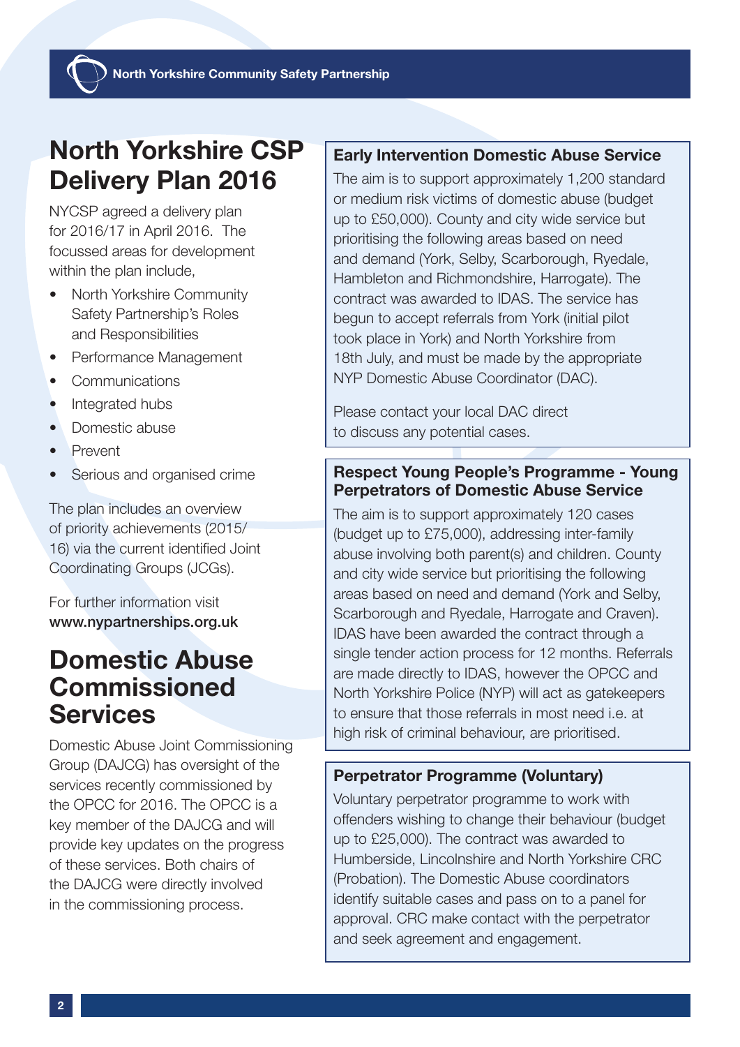# North Yorkshire CSP Delivery Plan 2016

NYCSP agreed a delivery plan for 2016/17 in April 2016. The focussed areas for development within the plan include,

- North Yorkshire Community Safety Partnership's Roles and Responsibilities
- Performance Management
- Communications
- Integrated hubs
- Domestic abuse
- Prevent
- Serious and organised crime

The plan includes an overview of priority achievements (2015/16) via the current identified Joint Coordinating Groups (JCGs).

For further information visit **www.nypartnerships.org.uk**

# Domestic Abuse Commissioned Services

Domestic Abuse Joint Commissioning Group (DAJCG) has oversight of the services recently commissioned by the OPCC for 2016. The OPCC is a key member of the DAJCG and will provide key updates on the progress of these services. Both chairs of the DAJCG were directly involved in the commissioning process.

### Early Intervention Domestic Abuse Service

The aim is to support approximately 1,200 standard or medium risk victims of domestic abuse (budget up to £50,000). County and city wide service but prioritising the following areas based on need and demand (York, Selby, Scarborough, Ryedale, Hambleton and Richmondshire, Harrogate). The contract was awarded to IDAS. The service has begun to accept referrals from York (initial pilot took place in York) and North Yorkshire from 18th July, and must be made by the appropriate NYP Domestic Abuse Coordinator (DAC).

Please contact your local DAC direct to discuss any potential cases.

### Respect Young People's Programme - Young Perpetrators of Domestic Abuse Service

The aim is to support approximately 120 cases (budget up to £75,000), addressing inter-family abuse involving both parent(s) and children. County and city wide service but prioritising the following areas based on need and demand (York and Selby, Scarborough and Ryedale, Harrogate and Craven). IDAS have been awarded the contract through a single tender action process for 12 months. Referrals are made directly to IDAS, however the OPCC and North Yorkshire Police (NYP) will act as gatekeepers to ensure that those referrals in most need i.e. at high risk of criminal behaviour, are prioritised.

### Perpetrator Programme (Voluntary)

Voluntary perpetrator programme to work with offenders wishing to change their behaviour (budget up to £25,000). The contract was awarded to Humberside, Lincolnshire and North Yorkshire CRC (Probation). The Domestic Abuse coordinators identify suitable cases and pass on to a panel for approval. CRC make contact with the perpetrator and seek agreement and engagement.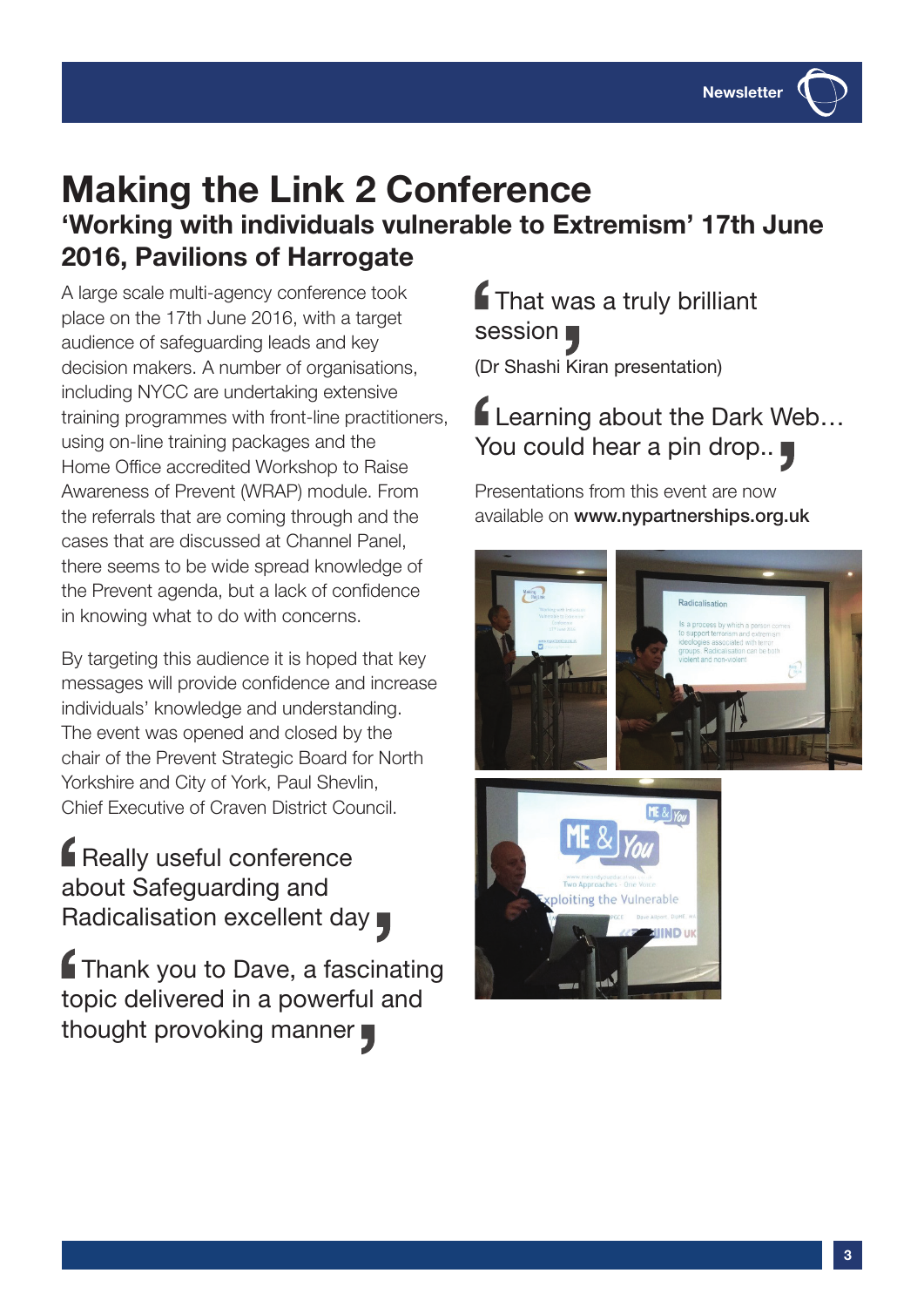# Making the Link 2 Conference

## 'Working with individuals vulnerable to Extremism' 17th June 2016, Pavilions of Harrogate

A large scale multi-agency conference took place on the 17th June 2016, with a target audience of safeguarding leads and key decision makers. A number of organisations, including NYCC are undertaking extensive training programmes with front-line practitioners, using on-line training packages and the Home Office accredited Workshop to Raise Awareness of Prevent (WRAP) module. From the referrals that are coming through and the cases that are discussed at Channel Panel, there seems to be wide spread knowledge of the Prevent agenda, but a lack of confidence in knowing what to do with concerns.

By targeting this audience it is hoped that key messages will provide confidence and increase individuals' knowledge and understanding. The event was opened and closed by the chair of the Prevent Strategic Board for North Yorkshire and City of York, Paul Shevlin, Chief Executive of Craven District Council.

> "Really useful conference about Safeguarding and Radicalisation excellent day"

> "Thank you to Dave, a fascinating topic delivered in a powerful and thought provoking manner"

> "That was a truly brilliant session"

(Dr Shashi Kiran presentation)

> "Learning about the Dark Web… You could hear a pin drop.."

Presentations from this event are now available on **www.nypartnerships.org.uk**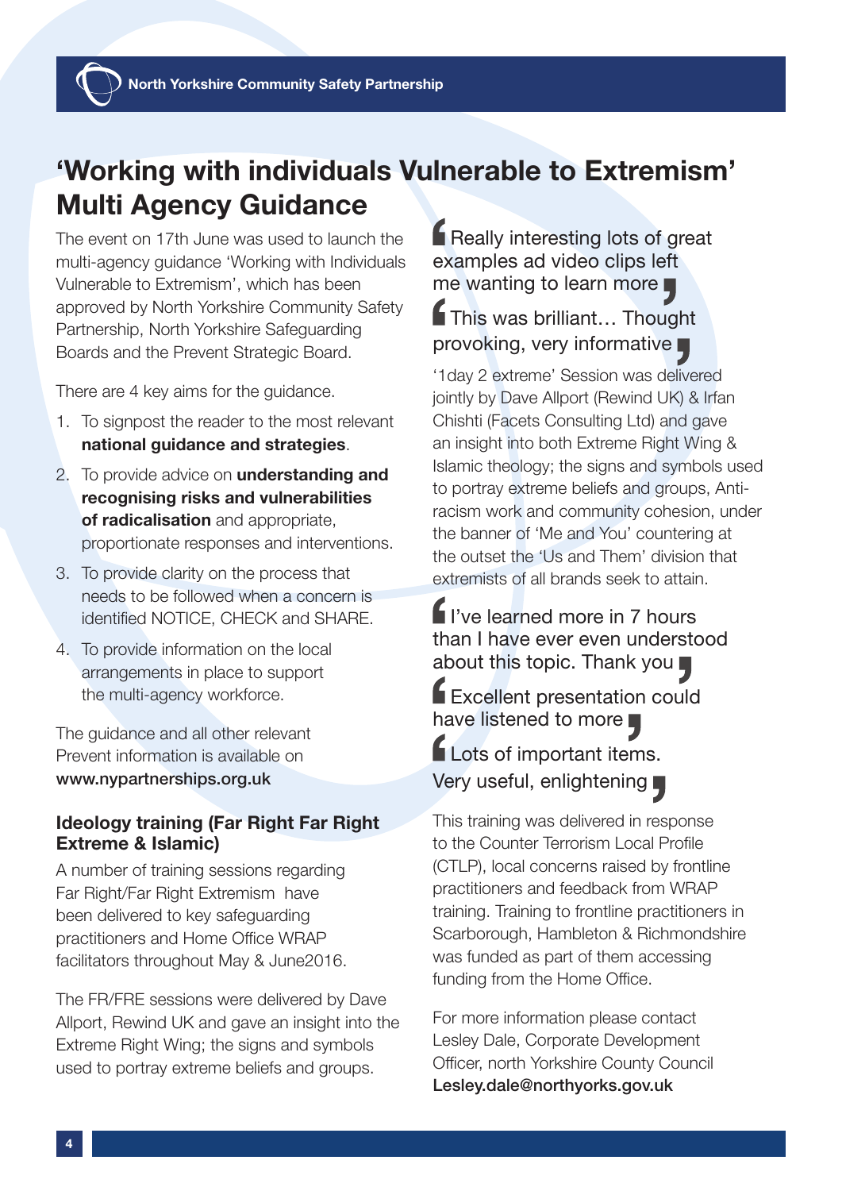# 'Working with individuals Vulnerable to Extremism' Multi Agency Guidance

The event on 17th June was used to launch the multi-agency guidance 'Working with Individuals Vulnerable to Extremism', which has been approved by North Yorkshire Community Safety Partnership, North Yorkshire Safeguarding Boards and the Prevent Strategic Board.

There are 4 key aims for the guidance.

1. To signpost the reader to the most relevant **national guidance and strategies**.
2. To provide advice on **understanding and recognising risks and vulnerabilities of radicalisation** and appropriate, proportionate responses and interventions.
3. To provide clarity on the process that needs to be followed when a concern is identified NOTICE, CHECK and SHARE.
4. To provide information on the local arrangements in place to support the multi-agency workforce.

The guidance and all other relevant Prevent information is available on **www.nypartnerships.org.uk**

## Ideology training (Far Right Far Right Extreme & Islamic)

A number of training sessions regarding Far Right/Far Right Extremism have been delivered to key safeguarding practitioners and Home Office WRAP facilitators throughout May & June2016.

The FR/FRE sessions were delivered by Dave Allport, Rewind UK and gave an insight into the Extreme Right Wing; the signs and symbols used to portray extreme beliefs and groups.

> Really interesting lots of great examples ad video clips left me wanting to learn more

> This was brilliant… Thought provoking, very informative

'1day 2 extreme' Session was delivered jointly by Dave Allport (Rewind UK) & Irfan Chishti (Facets Consulting Ltd) and gave an insight into both Extreme Right Wing & Islamic theology; the signs and symbols used to portray extreme beliefs and groups, Anti-racism work and community cohesion, under the banner of 'Me and You' countering at the outset the 'Us and Them' division that extremists of all brands seek to attain.

> I've learned more in 7 hours than I have ever even understood about this topic. Thank you

> Excellent presentation could have listened to more

> Lots of important items. Very useful, enlightening

This training was delivered in response to the Counter Terrorism Local Profile (CTLP), local concerns raised by frontline practitioners and feedback from WRAP training. Training to frontline practitioners in Scarborough, Hambleton & Richmondshire was funded as part of them accessing funding from the Home Office.

For more information please contact Lesley Dale, Corporate Development Officer, north Yorkshire County Council **Lesley.dale@northyorks.gov.uk**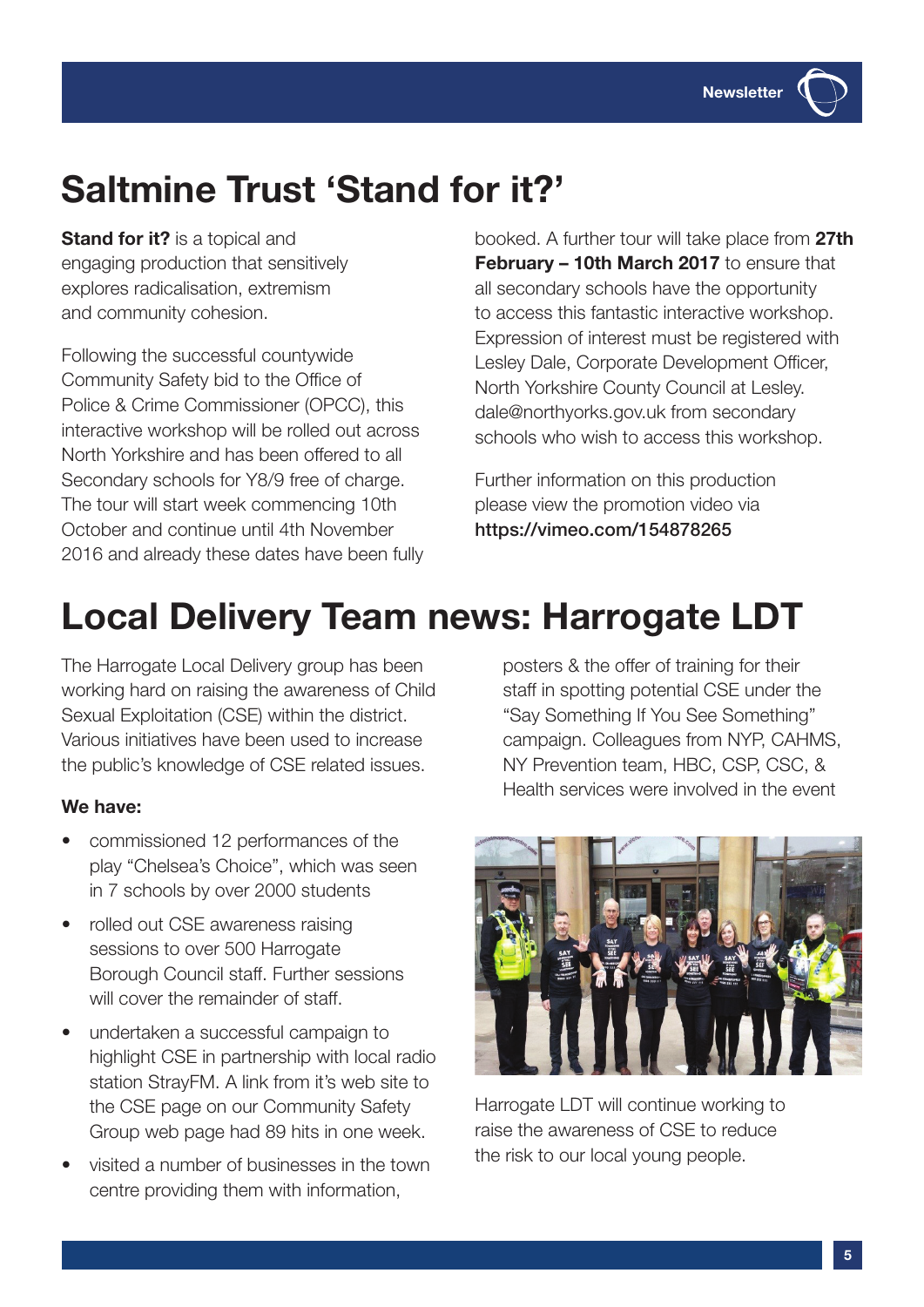# Saltmine Trust 'Stand for it?'

**Stand for it?** is a topical and engaging production that sensitively explores radicalisation, extremism and community cohesion.

Following the successful countywide Community Safety bid to the Office of Police & Crime Commissioner (OPCC), this interactive workshop will be rolled out across North Yorkshire and has been offered to all Secondary schools for Y8/9 free of charge. The tour will start week commencing 10th October and continue until 4th November 2016 and already these dates have been fully booked. A further tour will take place from **27th February – 10th March 2017** to ensure that all secondary schools have the opportunity to access this fantastic interactive workshop. Expression of interest must be registered with Lesley Dale, Corporate Development Officer, North Yorkshire County Council at Lesley.dale@northyorks.gov.uk from secondary schools who wish to access this workshop.

Further information on this production please view the promotion video via **https://vimeo.com/154878265**

# Local Delivery Team news: Harrogate LDT

The Harrogate Local Delivery group has been working hard on raising the awareness of Child Sexual Exploitation (CSE) within the district. Various initiatives have been used to increase the public's knowledge of CSE related issues.

**We have:**

- commissioned 12 performances of the play "Chelsea's Choice", which was seen in 7 schools by over 2000 students
- rolled out CSE awareness raising sessions to over 500 Harrogate Borough Council staff. Further sessions will cover the remainder of staff.
- undertaken a successful campaign to highlight CSE in partnership with local radio station StrayFM. A link from it's web site to the CSE page on our Community Safety Group web page had 89 hits in one week.
- visited a number of businesses in the town centre providing them with information, posters & the offer of training for their staff in spotting potential CSE under the "Say Something If You See Something" campaign. Colleagues from NYP, CAHMS, NY Prevention team, HBC, CSP, CSC, & Health services were involved in the event

Harrogate LDT will continue working to raise the awareness of CSE to reduce the risk to our local young people.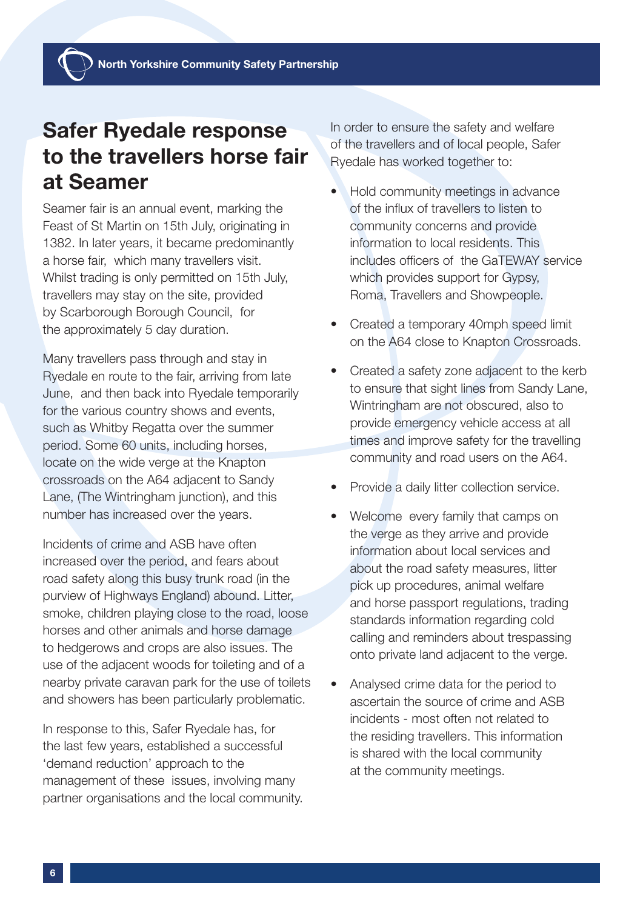# Safer Ryedale response to the travellers horse fair at Seamer

Seamer fair is an annual event, marking the Feast of St Martin on 15th July, originating in 1382. In later years, it became predominantly a horse fair, which many travellers visit. Whilst trading is only permitted on 15th July, travellers may stay on the site, provided by Scarborough Borough Council, for the approximately 5 day duration.

Many travellers pass through and stay in Ryedale en route to the fair, arriving from late June, and then back into Ryedale temporarily for the various country shows and events, such as Whitby Regatta over the summer period. Some 60 units, including horses, locate on the wide verge at the Knapton crossroads on the A64 adjacent to Sandy Lane, (The Wintringham junction), and this number has increased over the years.

Incidents of crime and ASB have often increased over the period, and fears about road safety along this busy trunk road (in the purview of Highways England) abound. Litter, smoke, children playing close to the road, loose horses and other animals and horse damage to hedgerows and crops are also issues. The use of the adjacent woods for toileting and of a nearby private caravan park for the use of toilets and showers has been particularly problematic.

In response to this, Safer Ryedale has, for the last few years, established a successful 'demand reduction' approach to the management of these issues, involving many partner organisations and the local community.

In order to ensure the safety and welfare of the travellers and of local people, Safer Ryedale has worked together to:

- Hold community meetings in advance of the influx of travellers to listen to community concerns and provide information to local residents. This includes officers of the GaTEWAY service which provides support for Gypsy, Roma, Travellers and Showpeople.
- Created a temporary 40mph speed limit on the A64 close to Knapton Crossroads.
- Created a safety zone adjacent to the kerb to ensure that sight lines from Sandy Lane, Wintringham are not obscured, also to provide emergency vehicle access at all times and improve safety for the travelling community and road users on the A64.
- Provide a daily litter collection service.
- Welcome every family that camps on the verge as they arrive and provide information about local services and about the road safety measures, litter pick up procedures, animal welfare and horse passport regulations, trading standards information regarding cold calling and reminders about trespassing onto private land adjacent to the verge.
- Analysed crime data for the period to ascertain the source of crime and ASB incidents - most often not related to the residing travellers. This information is shared with the local community at the community meetings.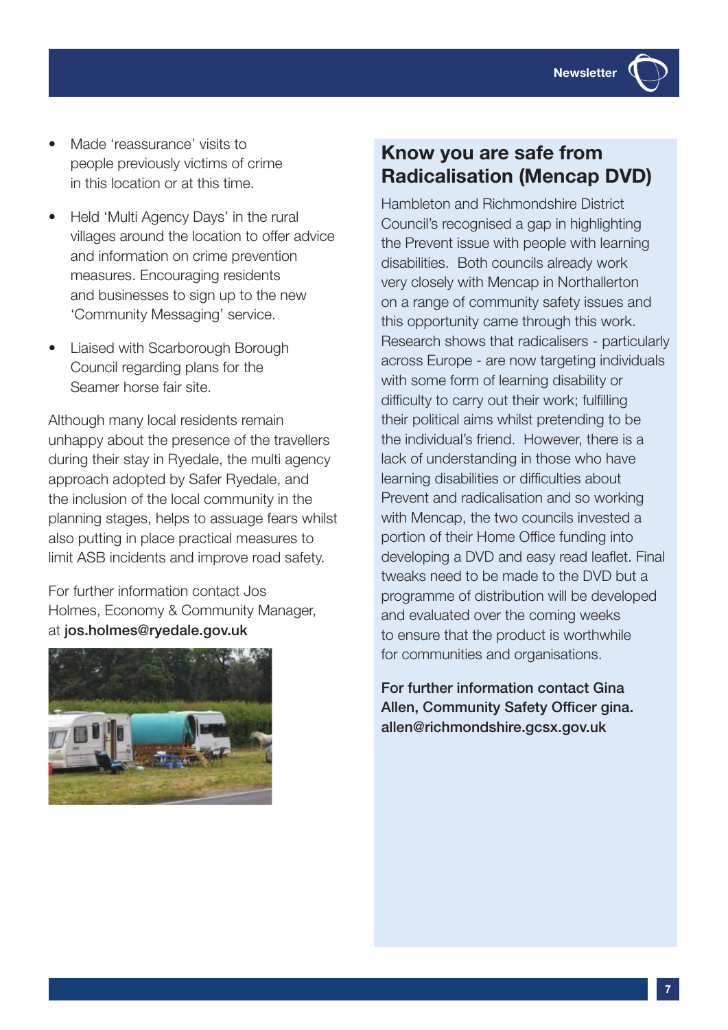- Made 'reassurance' visits to people previously victims of crime in this location or at this time.
- Held 'Multi Agency Days' in the rural villages around the location to offer advice and information on crime prevention measures. Encouraging residents and businesses to sign up to the new 'Community Messaging' service.
- Liaised with Scarborough Borough Council regarding plans for the Seamer horse fair site.

Although many local residents remain unhappy about the presence of the travellers during their stay in Ryedale, the multi agency approach adopted by Safer Ryedale, and the inclusion of the local community in the planning stages, helps to assuage fears whilst also putting in place practical measures to limit ASB incidents and improve road safety.

For further information contact Jos Holmes, Economy & Community Manager, at **jos.holmes@ryedale.gov.uk**

## Know you are safe from Radicalisation (Mencap DVD)

Hambleton and Richmondshire District Council's recognised a gap in highlighting the Prevent issue with people with learning disabilities. Both councils already work very closely with Mencap in Northallerton on a range of community safety issues and this opportunity came through this work. Research shows that radicalisers - particularly across Europe - are now targeting individuals with some form of learning disability or difficulty to carry out their work; fulfilling their political aims whilst pretending to be the individual's friend. However, there is a lack of understanding in those who have learning disabilities or difficulties about Prevent and radicalisation and so working with Mencap, the two councils invested a portion of their Home Office funding into developing a DVD and easy read leaflet. Final tweaks need to be made to the DVD but a programme of distribution will be developed and evaluated over the coming weeks to ensure that the product is worthwhile for communities and organisations.

**For further information contact Gina Allen, Community Safety Officer gina.allen@richmondshire.gcsx.gov.uk**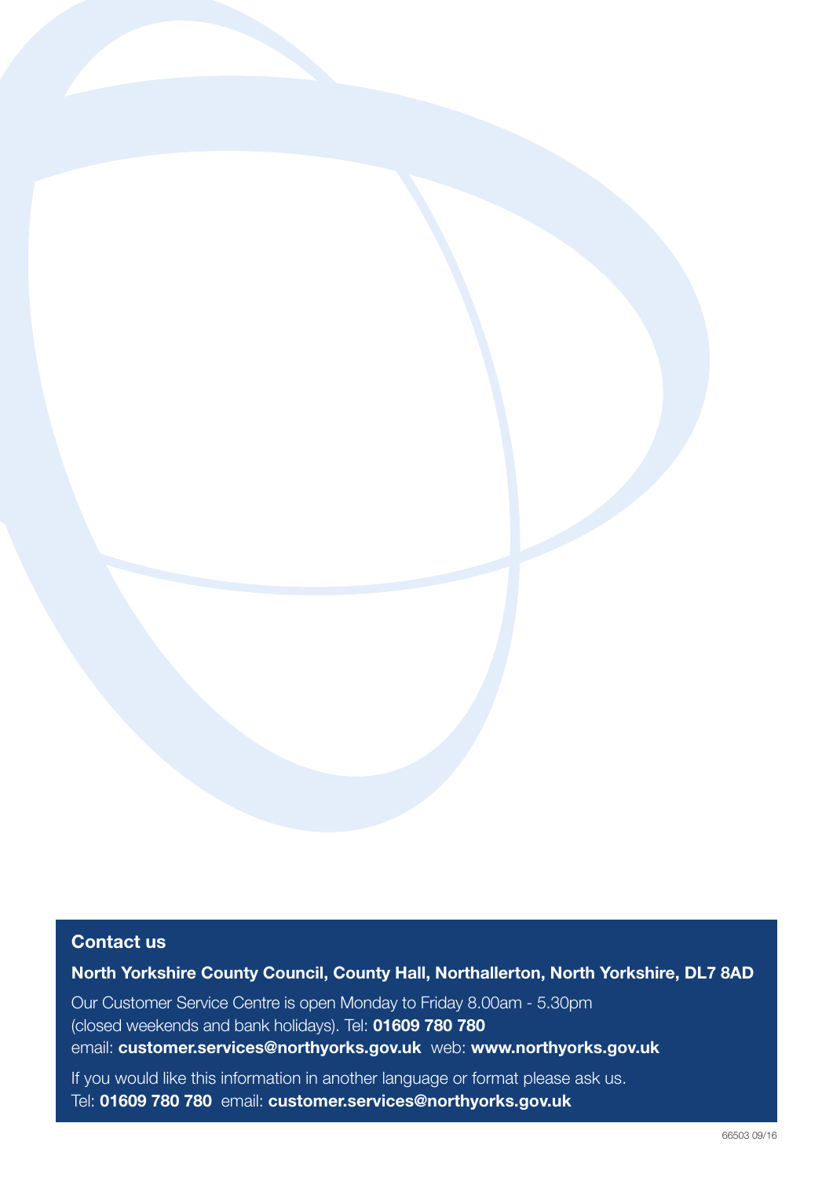## Contact us

**North Yorkshire County Council, County Hall, Northallerton, North Yorkshire, DL7 8AD**

Our Customer Service Centre is open Monday to Friday 8.00am - 5.30pm (closed weekends and bank holidays). Tel: **01609 780 780**
email: **customer.services@northyorks.gov.uk** web: **www.northyorks.gov.uk**

If you would like this information in another language or format please ask us.
Tel: **01609 780 780** email: **customer.services@northyorks.gov.uk**

66503 09/16